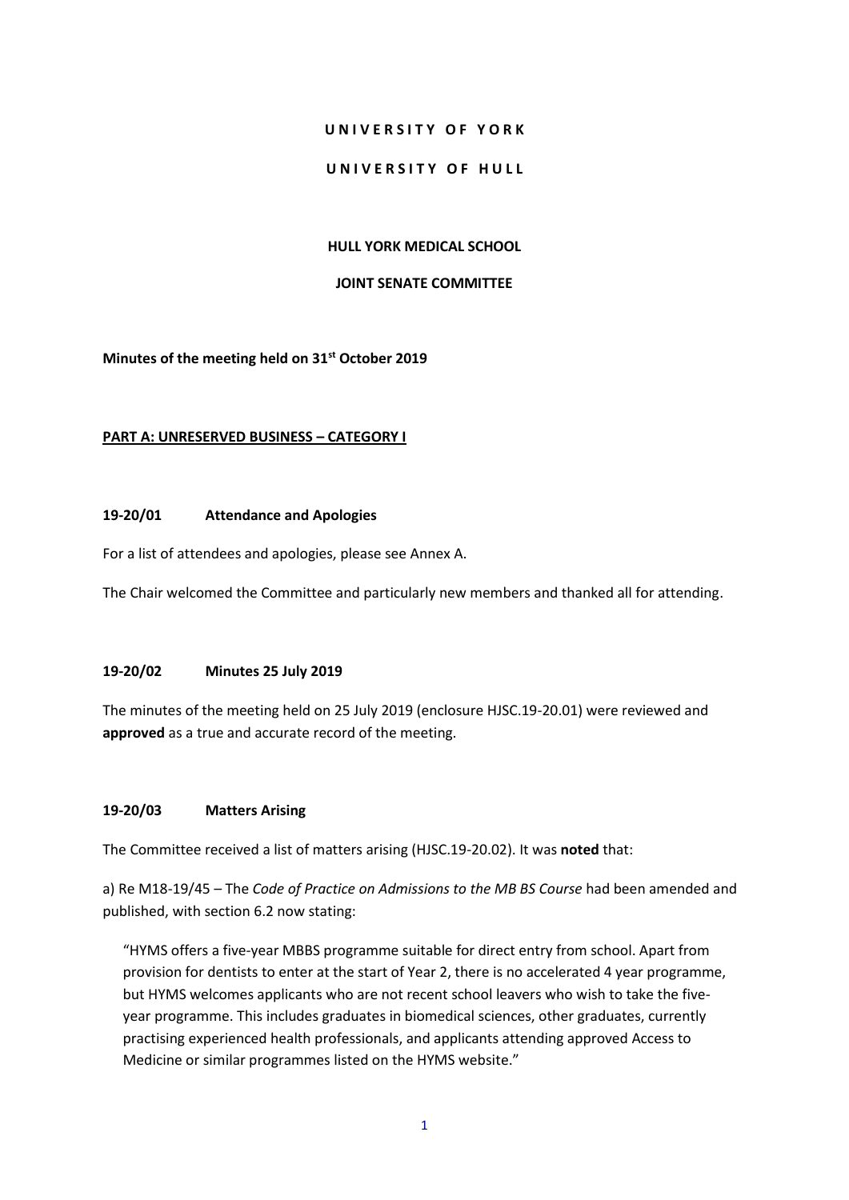**U N I V E R S I T Y O F Y O R K**

**U N I V E R S I T Y O F H U L L**

**HULL YORK MEDICAL SCHOOL**

**JOINT SENATE COMMITTEE**

**Minutes of the meeting held on 31st October 2019**

**PART A: UNRESERVED BUSINESS – CATEGORY I**

**19-20/01 Attendance and Apologies**

For a list of attendees and apologies, please see Annex A.

The Chair welcomed the Committee and particularly new members and thanked all for attending.

**19-20/02 Minutes 25 July 2019**

The minutes of the meeting held on 25 July 2019 (enclosure HJSC.19-20.01) were reviewed and **approved** as a true and accurate record of the meeting.

**19-20/03 Matters Arising**

The Committee received a list of matters arising (HJSC.19-20.02). It was **noted** that:

a) Re M18-19/45 – The *Code of Practice on Admissions to the MB BS Course* had been amended and published, with section 6.2 now stating:

> "HYMS offers a five-year MBBS programme suitable for direct entry from school. Apart from provision for dentists to enter at the start of Year 2, there is no accelerated 4 year programme, but HYMS welcomes applicants who are not recent school leavers who wish to take the five-year programme. This includes graduates in biomedical sciences, other graduates, currently practising experienced health professionals, and applicants attending approved Access to Medicine or similar programmes listed on the HYMS website."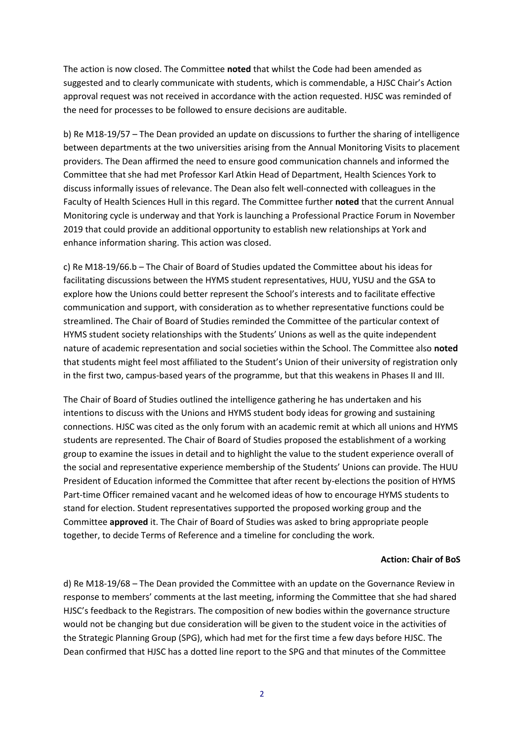The action is now closed. The Committee **noted** that whilst the Code had been amended as suggested and to clearly communicate with students, which is commendable, a HJSC Chair's Action approval request was not received in accordance with the action requested. HJSC was reminded of the need for processes to be followed to ensure decisions are auditable.

b) Re M18-19/57 – The Dean provided an update on discussions to further the sharing of intelligence between departments at the two universities arising from the Annual Monitoring Visits to placement providers. The Dean affirmed the need to ensure good communication channels and informed the Committee that she had met Professor Karl Atkin Head of Department, Health Sciences York to discuss informally issues of relevance. The Dean also felt well-connected with colleagues in the Faculty of Health Sciences Hull in this regard. The Committee further **noted** that the current Annual Monitoring cycle is underway and that York is launching a Professional Practice Forum in November 2019 that could provide an additional opportunity to establish new relationships at York and enhance information sharing. This action was closed.

c) Re M18-19/66.b – The Chair of Board of Studies updated the Committee about his ideas for facilitating discussions between the HYMS student representatives, HUU, YUSU and the GSA to explore how the Unions could better represent the School's interests and to facilitate effective communication and support, with consideration as to whether representative functions could be streamlined. The Chair of Board of Studies reminded the Committee of the particular context of HYMS student society relationships with the Students' Unions as well as the quite independent nature of academic representation and social societies within the School. The Committee also **noted** that students might feel most affiliated to the Student's Union of their university of registration only in the first two, campus-based years of the programme, but that this weakens in Phases II and III.

The Chair of Board of Studies outlined the intelligence gathering he has undertaken and his intentions to discuss with the Unions and HYMS student body ideas for growing and sustaining connections. HJSC was cited as the only forum with an academic remit at which all unions and HYMS students are represented. The Chair of Board of Studies proposed the establishment of a working group to examine the issues in detail and to highlight the value to the student experience overall of the social and representative experience membership of the Students' Unions can provide. The HUU President of Education informed the Committee that after recent by-elections the position of HYMS Part-time Officer remained vacant and he welcomed ideas of how to encourage HYMS students to stand for election. Student representatives supported the proposed working group and the Committee **approved** it. The Chair of Board of Studies was asked to bring appropriate people together, to decide Terms of Reference and a timeline for concluding the work.

**Action: Chair of BoS**

d) Re M18-19/68 – The Dean provided the Committee with an update on the Governance Review in response to members' comments at the last meeting, informing the Committee that she had shared HJSC's feedback to the Registrars. The composition of new bodies within the governance structure would not be changing but due consideration will be given to the student voice in the activities of the Strategic Planning Group (SPG), which had met for the first time a few days before HJSC. The Dean confirmed that HJSC has a dotted line report to the SPG and that minutes of the Committee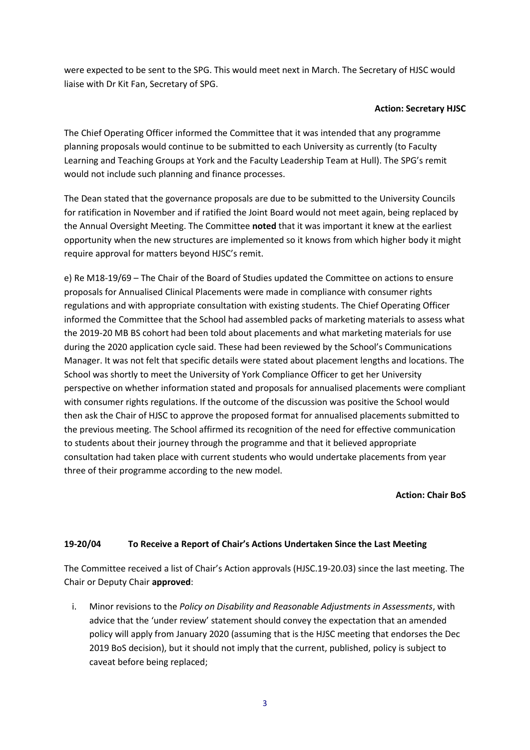were expected to be sent to the SPG. This would meet next in March. The Secretary of HJSC would liaise with Dr Kit Fan, Secretary of SPG.

**Action: Secretary HJSC**

The Chief Operating Officer informed the Committee that it was intended that any programme planning proposals would continue to be submitted to each University as currently (to Faculty Learning and Teaching Groups at York and the Faculty Leadership Team at Hull). The SPG's remit would not include such planning and finance processes.

The Dean stated that the governance proposals are due to be submitted to the University Councils for ratification in November and if ratified the Joint Board would not meet again, being replaced by the Annual Oversight Meeting. The Committee **noted** that it was important it knew at the earliest opportunity when the new structures are implemented so it knows from which higher body it might require approval for matters beyond HJSC's remit.

e) Re M18-19/69 – The Chair of the Board of Studies updated the Committee on actions to ensure proposals for Annualised Clinical Placements were made in compliance with consumer rights regulations and with appropriate consultation with existing students. The Chief Operating Officer informed the Committee that the School had assembled packs of marketing materials to assess what the 2019-20 MB BS cohort had been told about placements and what marketing materials for use during the 2020 application cycle said. These had been reviewed by the School's Communications Manager. It was not felt that specific details were stated about placement lengths and locations. The School was shortly to meet the University of York Compliance Officer to get her University perspective on whether information stated and proposals for annualised placements were compliant with consumer rights regulations. If the outcome of the discussion was positive the School would then ask the Chair of HJSC to approve the proposed format for annualised placements submitted to the previous meeting. The School affirmed its recognition of the need for effective communication to students about their journey through the programme and that it believed appropriate consultation had taken place with current students who would undertake placements from year three of their programme according to the new model.

**Action: Chair BoS**

### 19-20/04 To Receive a Report of Chair's Actions Undertaken Since the Last Meeting

The Committee received a list of Chair's Action approvals (HJSC.19-20.03) since the last meeting. The Chair or Deputy Chair **approved**:

i. Minor revisions to the *Policy on Disability and Reasonable Adjustments in Assessments*, with advice that the 'under review' statement should convey the expectation that an amended policy will apply from January 2020 (assuming that is the HJSC meeting that endorses the Dec 2019 BoS decision), but it should not imply that the current, published, policy is subject to caveat before being replaced;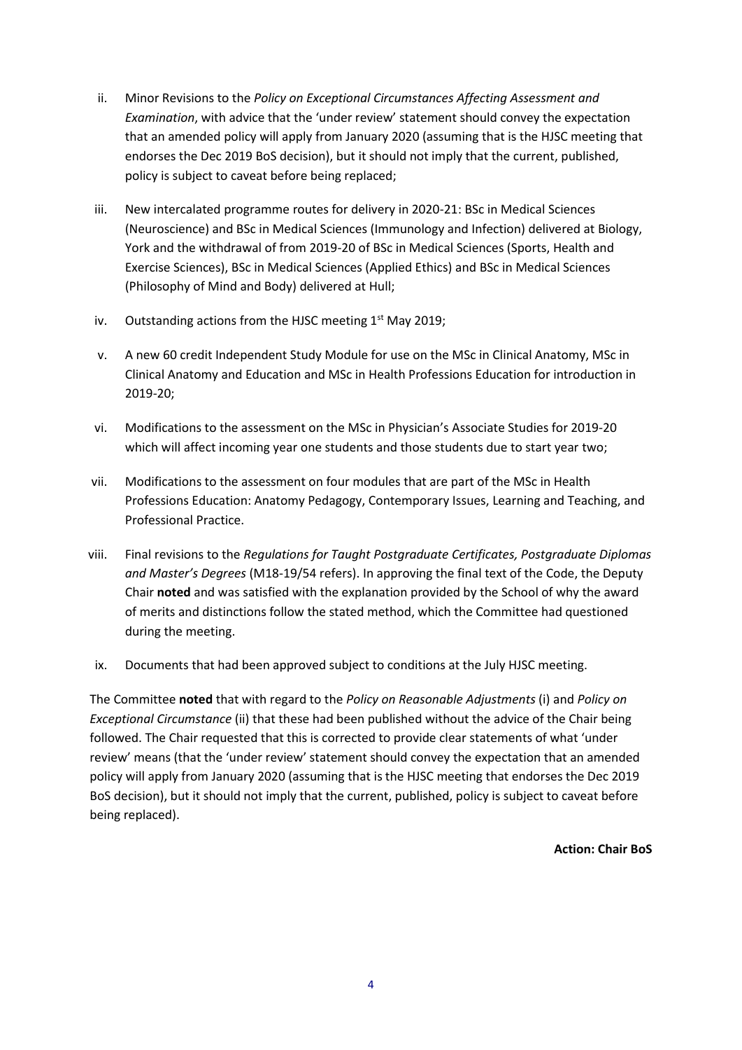ii. Minor Revisions to the *Policy on Exceptional Circumstances Affecting Assessment and Examination*, with advice that the 'under review' statement should convey the expectation that an amended policy will apply from January 2020 (assuming that is the HJSC meeting that endorses the Dec 2019 BoS decision), but it should not imply that the current, published, policy is subject to caveat before being replaced;

iii. New intercalated programme routes for delivery in 2020-21: BSc in Medical Sciences (Neuroscience) and BSc in Medical Sciences (Immunology and Infection) delivered at Biology, York and the withdrawal of from 2019-20 of BSc in Medical Sciences (Sports, Health and Exercise Sciences), BSc in Medical Sciences (Applied Ethics) and BSc in Medical Sciences (Philosophy of Mind and Body) delivered at Hull;

iv. Outstanding actions from the HJSC meeting 1st May 2019;

v. A new 60 credit Independent Study Module for use on the MSc in Clinical Anatomy, MSc in Clinical Anatomy and Education and MSc in Health Professions Education for introduction in 2019-20;

vi. Modifications to the assessment on the MSc in Physician's Associate Studies for 2019-20 which will affect incoming year one students and those students due to start year two;

vii. Modifications to the assessment on four modules that are part of the MSc in Health Professions Education: Anatomy Pedagogy, Contemporary Issues, Learning and Teaching, and Professional Practice.

viii. Final revisions to the *Regulations for Taught Postgraduate Certificates, Postgraduate Diplomas and Master's Degrees* (M18-19/54 refers). In approving the final text of the Code, the Deputy Chair **noted** and was satisfied with the explanation provided by the School of why the award of merits and distinctions follow the stated method, which the Committee had questioned during the meeting.

ix. Documents that had been approved subject to conditions at the July HJSC meeting.

The Committee **noted** that with regard to the *Policy on Reasonable Adjustments* (i) and *Policy on Exceptional Circumstance* (ii) that these had been published without the advice of the Chair being followed. The Chair requested that this is corrected to provide clear statements of what 'under review' means (that the 'under review' statement should convey the expectation that an amended policy will apply from January 2020 (assuming that is the HJSC meeting that endorses the Dec 2019 BoS decision), but it should not imply that the current, published, policy is subject to caveat before being replaced).

**Action: Chair BoS**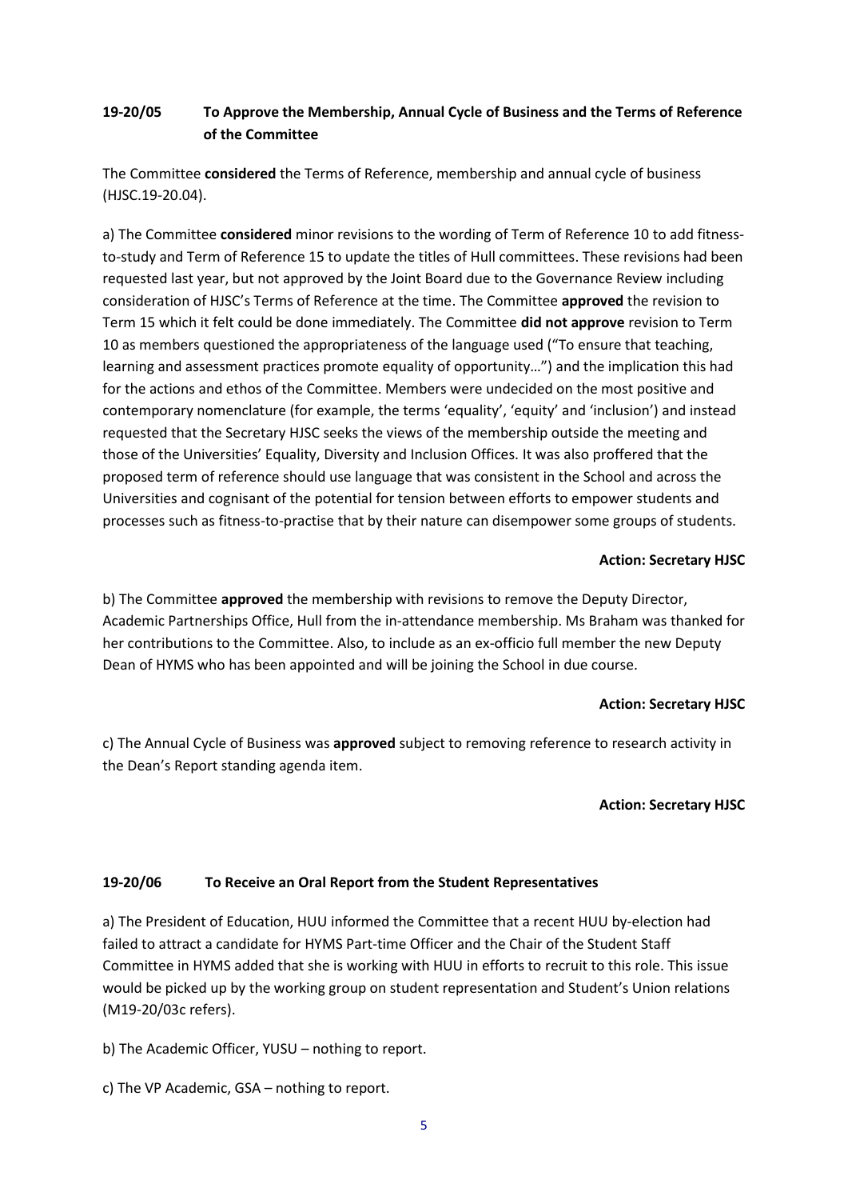**19-20/05 To Approve the Membership, Annual Cycle of Business and the Terms of Reference of the Committee**

The Committee **considered** the Terms of Reference, membership and annual cycle of business (HJSC.19-20.04).

a) The Committee **considered** minor revisions to the wording of Term of Reference 10 to add fitness-to-study and Term of Reference 15 to update the titles of Hull committees. These revisions had been requested last year, but not approved by the Joint Board due to the Governance Review including consideration of HJSC's Terms of Reference at the time. The Committee **approved** the revision to Term 15 which it felt could be done immediately. The Committee **did not approve** revision to Term 10 as members questioned the appropriateness of the language used ("To ensure that teaching, learning and assessment practices promote equality of opportunity…") and the implication this had for the actions and ethos of the Committee. Members were undecided on the most positive and contemporary nomenclature (for example, the terms 'equality', 'equity' and 'inclusion') and instead requested that the Secretary HJSC seeks the views of the membership outside the meeting and those of the Universities' Equality, Diversity and Inclusion Offices. It was also proffered that the proposed term of reference should use language that was consistent in the School and across the Universities and cognisant of the potential for tension between efforts to empower students and processes such as fitness-to-practise that by their nature can disempower some groups of students.

**Action: Secretary HJSC**

b) The Committee **approved** the membership with revisions to remove the Deputy Director, Academic Partnerships Office, Hull from the in-attendance membership. Ms Braham was thanked for her contributions to the Committee. Also, to include as an ex-officio full member the new Deputy Dean of HYMS who has been appointed and will be joining the School in due course.

**Action: Secretary HJSC**

c) The Annual Cycle of Business was **approved** subject to removing reference to research activity in the Dean's Report standing agenda item.

**Action: Secretary HJSC**

**19-20/06 To Receive an Oral Report from the Student Representatives**

a) The President of Education, HUU informed the Committee that a recent HUU by-election had failed to attract a candidate for HYMS Part-time Officer and the Chair of the Student Staff Committee in HYMS added that she is working with HUU in efforts to recruit to this role. This issue would be picked up by the working group on student representation and Student's Union relations (M19-20/03c refers).

b) The Academic Officer, YUSU – nothing to report.

c) The VP Academic, GSA – nothing to report.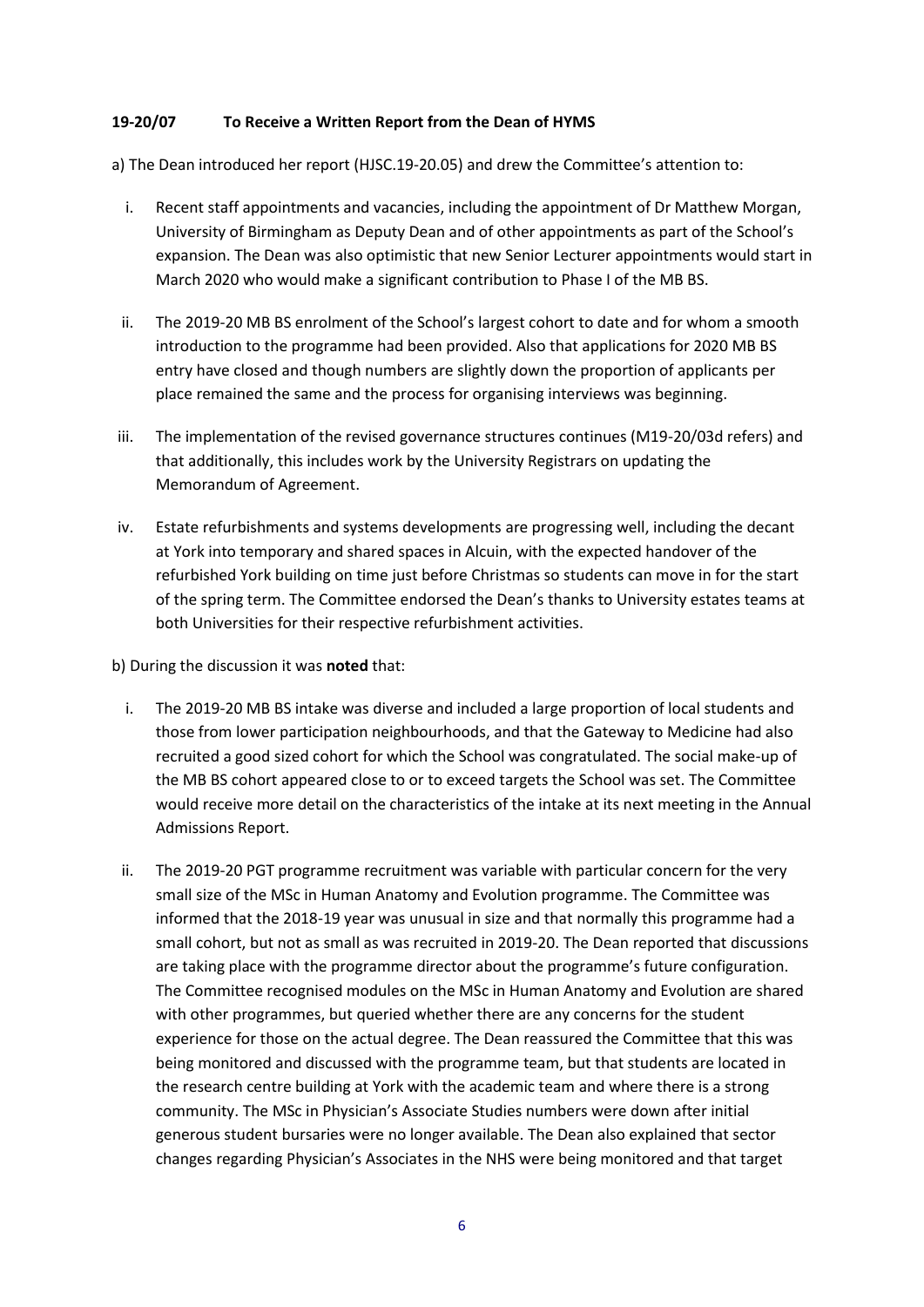**19-20/07 To Receive a Written Report from the Dean of HYMS**

a) The Dean introduced her report (HJSC.19-20.05) and drew the Committee's attention to:

i. Recent staff appointments and vacancies, including the appointment of Dr Matthew Morgan, University of Birmingham as Deputy Dean and of other appointments as part of the School's expansion. The Dean was also optimistic that new Senior Lecturer appointments would start in March 2020 who would make a significant contribution to Phase I of the MB BS.

ii. The 2019-20 MB BS enrolment of the School's largest cohort to date and for whom a smooth introduction to the programme had been provided. Also that applications for 2020 MB BS entry have closed and though numbers are slightly down the proportion of applicants per place remained the same and the process for organising interviews was beginning.

iii. The implementation of the revised governance structures continues (M19-20/03d refers) and that additionally, this includes work by the University Registrars on updating the Memorandum of Agreement.

iv. Estate refurbishments and systems developments are progressing well, including the decant at York into temporary and shared spaces in Alcuin, with the expected handover of the refurbished York building on time just before Christmas so students can move in for the start of the spring term. The Committee endorsed the Dean's thanks to University estates teams at both Universities for their respective refurbishment activities.

b) During the discussion it was **noted** that:

i. The 2019-20 MB BS intake was diverse and included a large proportion of local students and those from lower participation neighbourhoods, and that the Gateway to Medicine had also recruited a good sized cohort for which the School was congratulated. The social make-up of the MB BS cohort appeared close to or to exceed targets the School was set. The Committee would receive more detail on the characteristics of the intake at its next meeting in the Annual Admissions Report.

ii. The 2019-20 PGT programme recruitment was variable with particular concern for the very small size of the MSc in Human Anatomy and Evolution programme. The Committee was informed that the 2018-19 year was unusual in size and that normally this programme had a small cohort, but not as small as was recruited in 2019-20. The Dean reported that discussions are taking place with the programme director about the programme's future configuration. The Committee recognised modules on the MSc in Human Anatomy and Evolution are shared with other programmes, but queried whether there are any concerns for the student experience for those on the actual degree. The Dean reassured the Committee that this was being monitored and discussed with the programme team, but that students are located in the research centre building at York with the academic team and where there is a strong community. The MSc in Physician's Associate Studies numbers were down after initial generous student bursaries were no longer available. The Dean also explained that sector changes regarding Physician's Associates in the NHS were being monitored and that target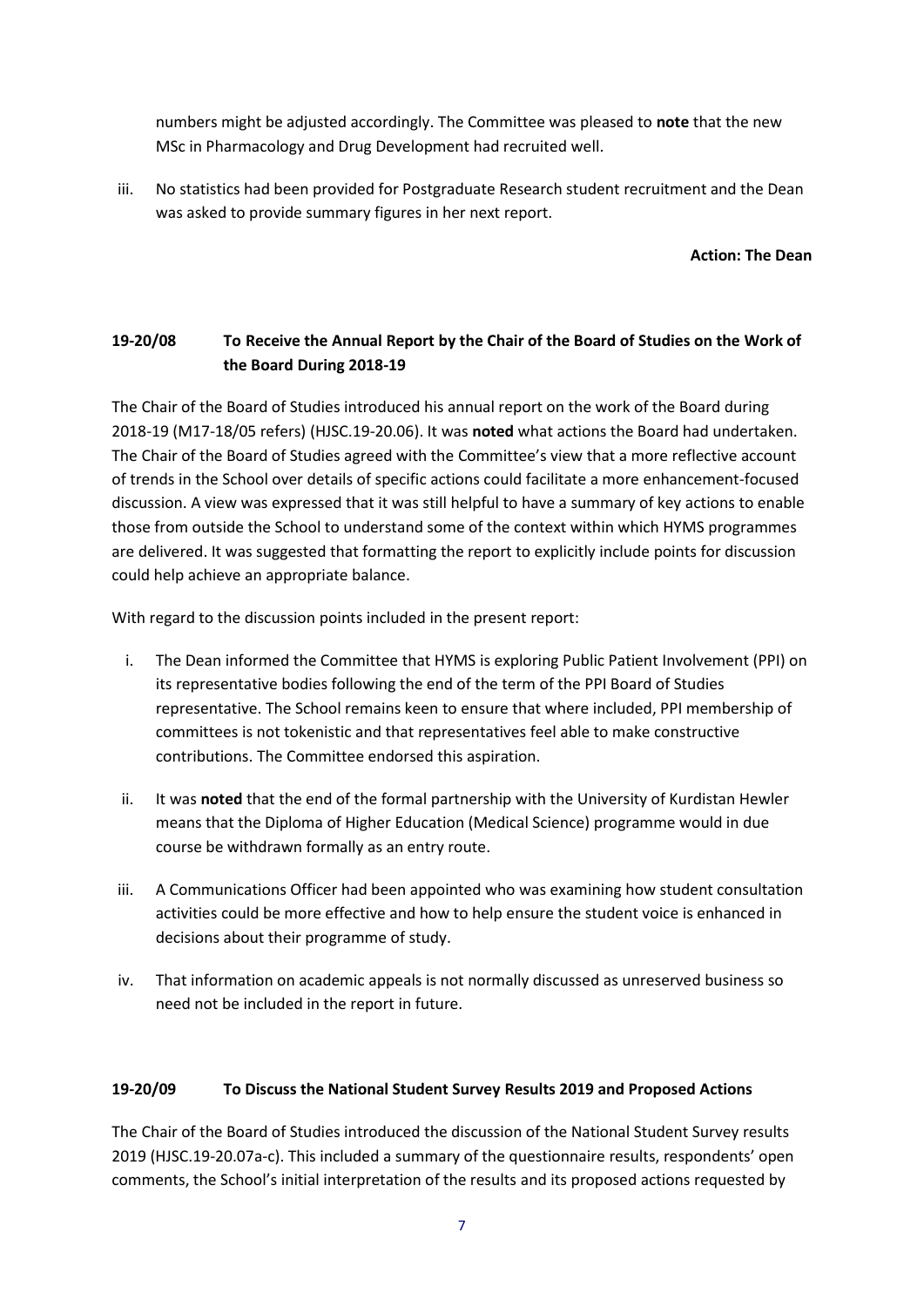numbers might be adjusted accordingly. The Committee was pleased to **note** that the new MSc in Pharmacology and Drug Development had recruited well.

iii. No statistics had been provided for Postgraduate Research student recruitment and the Dean was asked to provide summary figures in her next report.

**Action: The Dean**

### 19-20/08 To Receive the Annual Report by the Chair of the Board of Studies on the Work of the Board During 2018-19

The Chair of the Board of Studies introduced his annual report on the work of the Board during 2018-19 (M17-18/05 refers) (HJSC.19-20.06). It was **noted** what actions the Board had undertaken. The Chair of the Board of Studies agreed with the Committee's view that a more reflective account of trends in the School over details of specific actions could facilitate a more enhancement-focused discussion. A view was expressed that it was still helpful to have a summary of key actions to enable those from outside the School to understand some of the context within which HYMS programmes are delivered. It was suggested that formatting the report to explicitly include points for discussion could help achieve an appropriate balance.

With regard to the discussion points included in the present report:

i. The Dean informed the Committee that HYMS is exploring Public Patient Involvement (PPI) on its representative bodies following the end of the term of the PPI Board of Studies representative. The School remains keen to ensure that where included, PPI membership of committees is not tokenistic and that representatives feel able to make constructive contributions. The Committee endorsed this aspiration.

ii. It was **noted** that the end of the formal partnership with the University of Kurdistan Hewler means that the Diploma of Higher Education (Medical Science) programme would in due course be withdrawn formally as an entry route.

iii. A Communications Officer had been appointed who was examining how student consultation activities could be more effective and how to help ensure the student voice is enhanced in decisions about their programme of study.

iv. That information on academic appeals is not normally discussed as unreserved business so need not be included in the report in future.

### 19-20/09 To Discuss the National Student Survey Results 2019 and Proposed Actions

The Chair of the Board of Studies introduced the discussion of the National Student Survey results 2019 (HJSC.19-20.07a-c). This included a summary of the questionnaire results, respondents' open comments, the School's initial interpretation of the results and its proposed actions requested by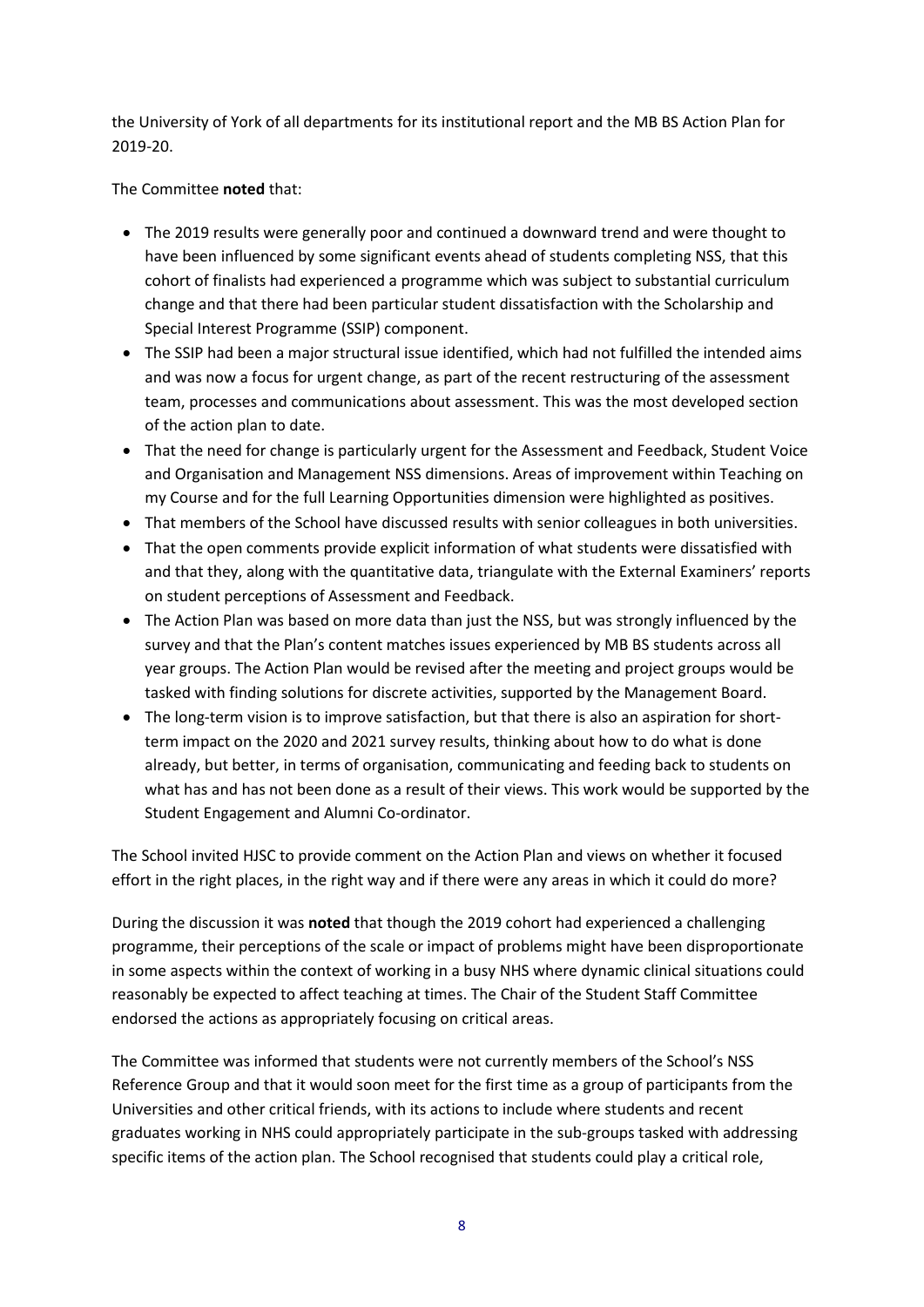the University of York of all departments for its institutional report and the MB BS Action Plan for 2019-20.

The Committee **noted** that:

- The 2019 results were generally poor and continued a downward trend and were thought to have been influenced by some significant events ahead of students completing NSS, that this cohort of finalists had experienced a programme which was subject to substantial curriculum change and that there had been particular student dissatisfaction with the Scholarship and Special Interest Programme (SSIP) component.
- The SSIP had been a major structural issue identified, which had not fulfilled the intended aims and was now a focus for urgent change, as part of the recent restructuring of the assessment team, processes and communications about assessment. This was the most developed section of the action plan to date.
- That the need for change is particularly urgent for the Assessment and Feedback, Student Voice and Organisation and Management NSS dimensions. Areas of improvement within Teaching on my Course and for the full Learning Opportunities dimension were highlighted as positives.
- That members of the School have discussed results with senior colleagues in both universities.
- That the open comments provide explicit information of what students were dissatisfied with and that they, along with the quantitative data, triangulate with the External Examiners' reports on student perceptions of Assessment and Feedback.
- The Action Plan was based on more data than just the NSS, but was strongly influenced by the survey and that the Plan's content matches issues experienced by MB BS students across all year groups. The Action Plan would be revised after the meeting and project groups would be tasked with finding solutions for discrete activities, supported by the Management Board.
- The long-term vision is to improve satisfaction, but that there is also an aspiration for short-term impact on the 2020 and 2021 survey results, thinking about how to do what is done already, but better, in terms of organisation, communicating and feeding back to students on what has and has not been done as a result of their views. This work would be supported by the Student Engagement and Alumni Co-ordinator.

The School invited HJSC to provide comment on the Action Plan and views on whether it focused effort in the right places, in the right way and if there were any areas in which it could do more?

During the discussion it was **noted** that though the 2019 cohort had experienced a challenging programme, their perceptions of the scale or impact of problems might have been disproportionate in some aspects within the context of working in a busy NHS where dynamic clinical situations could reasonably be expected to affect teaching at times. The Chair of the Student Staff Committee endorsed the actions as appropriately focusing on critical areas.

The Committee was informed that students were not currently members of the School's NSS Reference Group and that it would soon meet for the first time as a group of participants from the Universities and other critical friends, with its actions to include where students and recent graduates working in NHS could appropriately participate in the sub-groups tasked with addressing specific items of the action plan. The School recognised that students could play a critical role,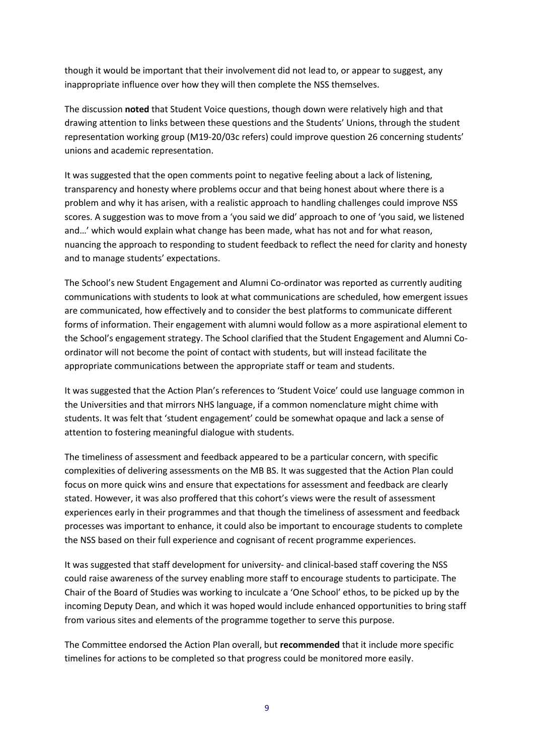though it would be important that their involvement did not lead to, or appear to suggest, any inappropriate influence over how they will then complete the NSS themselves.

The discussion **noted** that Student Voice questions, though down were relatively high and that drawing attention to links between these questions and the Students' Unions, through the student representation working group (M19-20/03c refers) could improve question 26 concerning students' unions and academic representation.

It was suggested that the open comments point to negative feeling about a lack of listening, transparency and honesty where problems occur and that being honest about where there is a problem and why it has arisen, with a realistic approach to handling challenges could improve NSS scores. A suggestion was to move from a 'you said we did' approach to one of 'you said, we listened and…' which would explain what change has been made, what has not and for what reason, nuancing the approach to responding to student feedback to reflect the need for clarity and honesty and to manage students' expectations.

The School's new Student Engagement and Alumni Co-ordinator was reported as currently auditing communications with students to look at what communications are scheduled, how emergent issues are communicated, how effectively and to consider the best platforms to communicate different forms of information. Their engagement with alumni would follow as a more aspirational element to the School's engagement strategy. The School clarified that the Student Engagement and Alumni Co-ordinator will not become the point of contact with students, but will instead facilitate the appropriate communications between the appropriate staff or team and students.

It was suggested that the Action Plan's references to 'Student Voice' could use language common in the Universities and that mirrors NHS language, if a common nomenclature might chime with students. It was felt that 'student engagement' could be somewhat opaque and lack a sense of attention to fostering meaningful dialogue with students.

The timeliness of assessment and feedback appeared to be a particular concern, with specific complexities of delivering assessments on the MB BS. It was suggested that the Action Plan could focus on more quick wins and ensure that expectations for assessment and feedback are clearly stated. However, it was also proffered that this cohort's views were the result of assessment experiences early in their programmes and that though the timeliness of assessment and feedback processes was important to enhance, it could also be important to encourage students to complete the NSS based on their full experience and cognisant of recent programme experiences.

It was suggested that staff development for university- and clinical-based staff covering the NSS could raise awareness of the survey enabling more staff to encourage students to participate. The Chair of the Board of Studies was working to inculcate a 'One School' ethos, to be picked up by the incoming Deputy Dean, and which it was hoped would include enhanced opportunities to bring staff from various sites and elements of the programme together to serve this purpose.

The Committee endorsed the Action Plan overall, but **recommended** that it include more specific timelines for actions to be completed so that progress could be monitored more easily.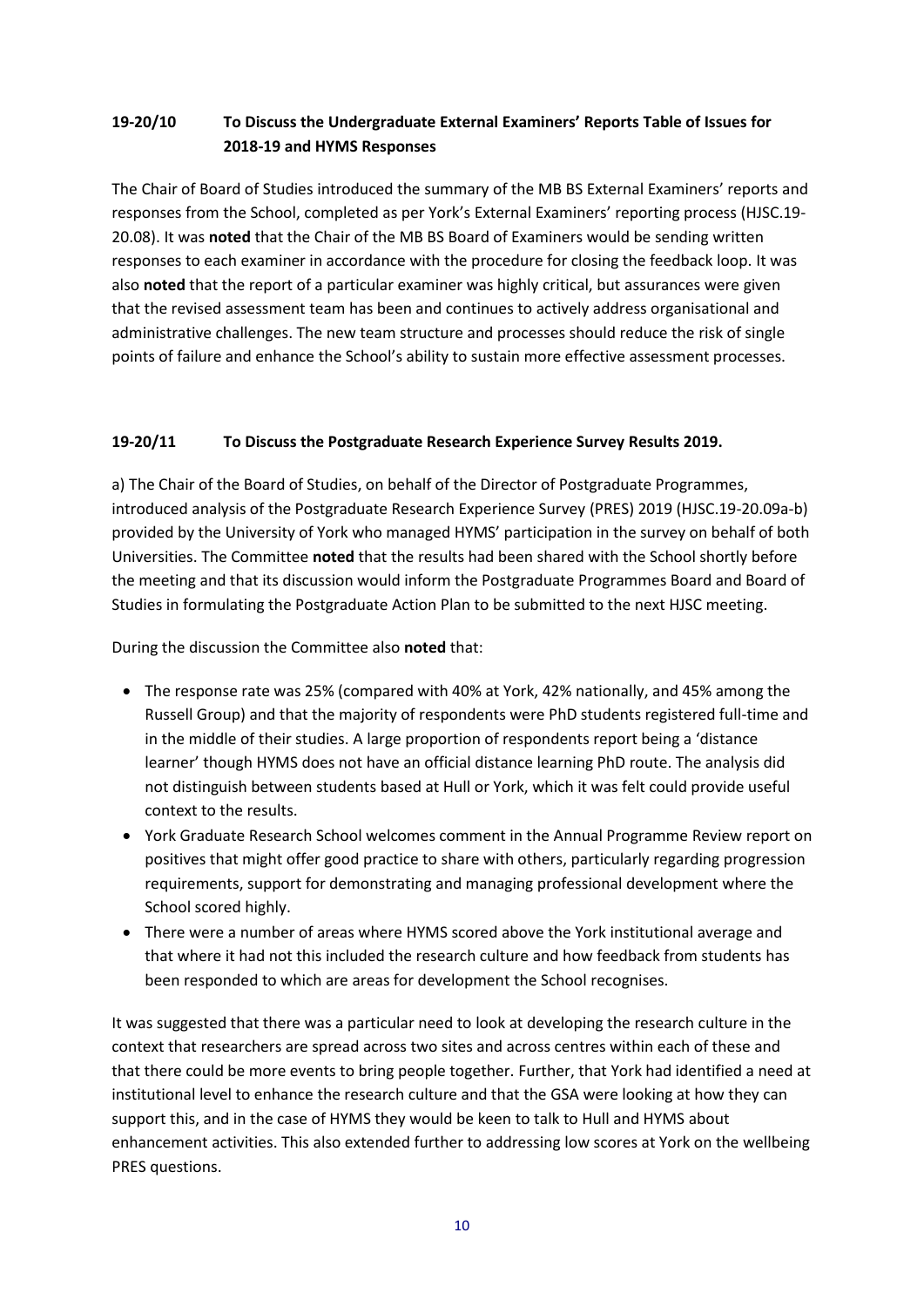**19-20/10 To Discuss the Undergraduate External Examiners' Reports Table of Issues for 2018-19 and HYMS Responses**

The Chair of Board of Studies introduced the summary of the MB BS External Examiners' reports and responses from the School, completed as per York's External Examiners' reporting process (HJSC.19-20.08). It was **noted** that the Chair of the MB BS Board of Examiners would be sending written responses to each examiner in accordance with the procedure for closing the feedback loop. It was also **noted** that the report of a particular examiner was highly critical, but assurances were given that the revised assessment team has been and continues to actively address organisational and administrative challenges. The new team structure and processes should reduce the risk of single points of failure and enhance the School's ability to sustain more effective assessment processes.

**19-20/11 To Discuss the Postgraduate Research Experience Survey Results 2019.**

a) The Chair of the Board of Studies, on behalf of the Director of Postgraduate Programmes, introduced analysis of the Postgraduate Research Experience Survey (PRES) 2019 (HJSC.19-20.09a-b) provided by the University of York who managed HYMS' participation in the survey on behalf of both Universities. The Committee **noted** that the results had been shared with the School shortly before the meeting and that its discussion would inform the Postgraduate Programmes Board and Board of Studies in formulating the Postgraduate Action Plan to be submitted to the next HJSC meeting.

During the discussion the Committee also **noted** that:

- The response rate was 25% (compared with 40% at York, 42% nationally, and 45% among the Russell Group) and that the majority of respondents were PhD students registered full-time and in the middle of their studies. A large proportion of respondents report being a 'distance learner' though HYMS does not have an official distance learning PhD route. The analysis did not distinguish between students based at Hull or York, which it was felt could provide useful context to the results.
- York Graduate Research School welcomes comment in the Annual Programme Review report on positives that might offer good practice to share with others, particularly regarding progression requirements, support for demonstrating and managing professional development where the School scored highly.
- There were a number of areas where HYMS scored above the York institutional average and that where it had not this included the research culture and how feedback from students has been responded to which are areas for development the School recognises.

It was suggested that there was a particular need to look at developing the research culture in the context that researchers are spread across two sites and across centres within each of these and that there could be more events to bring people together. Further, that York had identified a need at institutional level to enhance the research culture and that the GSA were looking at how they can support this, and in the case of HYMS they would be keen to talk to Hull and HYMS about enhancement activities. This also extended further to addressing low scores at York on the wellbeing PRES questions.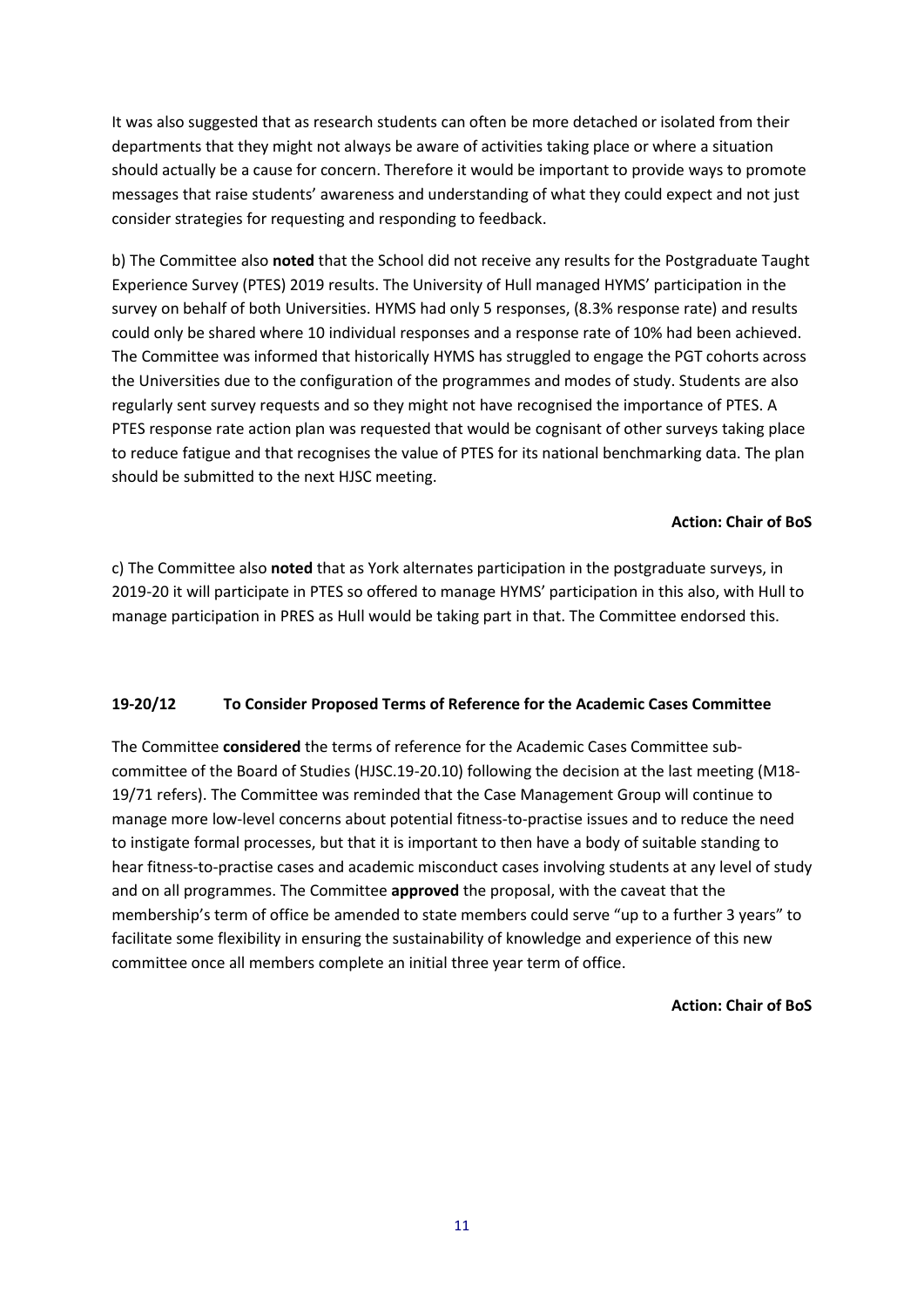It was also suggested that as research students can often be more detached or isolated from their departments that they might not always be aware of activities taking place or where a situation should actually be a cause for concern. Therefore it would be important to provide ways to promote messages that raise students' awareness and understanding of what they could expect and not just consider strategies for requesting and responding to feedback.

b) The Committee also **noted** that the School did not receive any results for the Postgraduate Taught Experience Survey (PTES) 2019 results. The University of Hull managed HYMS' participation in the survey on behalf of both Universities. HYMS had only 5 responses, (8.3% response rate) and results could only be shared where 10 individual responses and a response rate of 10% had been achieved. The Committee was informed that historically HYMS has struggled to engage the PGT cohorts across the Universities due to the configuration of the programmes and modes of study. Students are also regularly sent survey requests and so they might not have recognised the importance of PTES. A PTES response rate action plan was requested that would be cognisant of other surveys taking place to reduce fatigue and that recognises the value of PTES for its national benchmarking data. The plan should be submitted to the next HJSC meeting.

**Action: Chair of BoS**

c) The Committee also **noted** that as York alternates participation in the postgraduate surveys, in 2019-20 it will participate in PTES so offered to manage HYMS' participation in this also, with Hull to manage participation in PRES as Hull would be taking part in that. The Committee endorsed this.

**19-20/12 To Consider Proposed Terms of Reference for the Academic Cases Committee**

The Committee **considered** the terms of reference for the Academic Cases Committee sub-committee of the Board of Studies (HJSC.19-20.10) following the decision at the last meeting (M18-19/71 refers). The Committee was reminded that the Case Management Group will continue to manage more low-level concerns about potential fitness-to-practise issues and to reduce the need to instigate formal processes, but that it is important to then have a body of suitable standing to hear fitness-to-practise cases and academic misconduct cases involving students at any level of study and on all programmes. The Committee **approved** the proposal, with the caveat that the membership's term of office be amended to state members could serve "up to a further 3 years" to facilitate some flexibility in ensuring the sustainability of knowledge and experience of this new committee once all members complete an initial three year term of office.

**Action: Chair of BoS**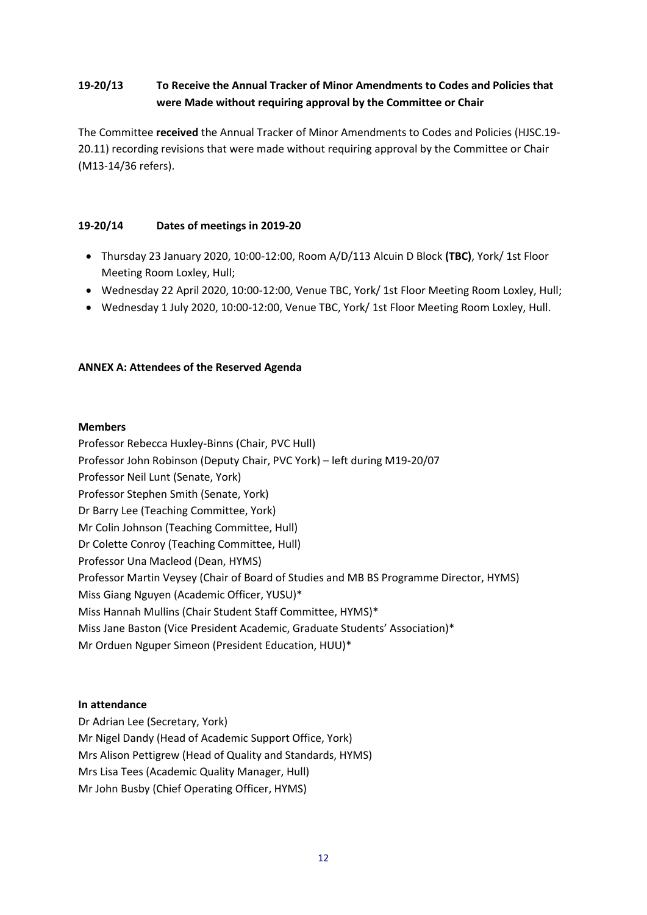### 19-20/13 To Receive the Annual Tracker of Minor Amendments to Codes and Policies that were Made without requiring approval by the Committee or Chair

The Committee **received** the Annual Tracker of Minor Amendments to Codes and Policies (HJSC.19-20.11) recording revisions that were made without requiring approval by the Committee or Chair (M13-14/36 refers).

### 19-20/14 Dates of meetings in 2019-20

- Thursday 23 January 2020, 10:00-12:00, Room A/D/113 Alcuin D Block **(TBC)**, York/ 1st Floor Meeting Room Loxley, Hull;
- Wednesday 22 April 2020, 10:00-12:00, Venue TBC, York/ 1st Floor Meeting Room Loxley, Hull;
- Wednesday 1 July 2020, 10:00-12:00, Venue TBC, York/ 1st Floor Meeting Room Loxley, Hull.

### ANNEX A: Attendees of the Reserved Agenda

**Members**

Professor Rebecca Huxley-Binns (Chair, PVC Hull)
Professor John Robinson (Deputy Chair, PVC York) – left during M19-20/07
Professor Neil Lunt (Senate, York)
Professor Stephen Smith (Senate, York)
Dr Barry Lee (Teaching Committee, York)
Mr Colin Johnson (Teaching Committee, Hull)
Dr Colette Conroy (Teaching Committee, Hull)
Professor Una Macleod (Dean, HYMS)
Professor Martin Veysey (Chair of Board of Studies and MB BS Programme Director, HYMS)
Miss Giang Nguyen (Academic Officer, YUSU)*
Miss Hannah Mullins (Chair Student Staff Committee, HYMS)*
Miss Jane Baston (Vice President Academic, Graduate Students' Association)*
Mr Orduen Nguper Simeon (President Education, HUU)*

**In attendance**

Dr Adrian Lee (Secretary, York)
Mr Nigel Dandy (Head of Academic Support Office, York)
Mrs Alison Pettigrew (Head of Quality and Standards, HYMS)
Mrs Lisa Tees (Academic Quality Manager, Hull)
Mr John Busby (Chief Operating Officer, HYMS)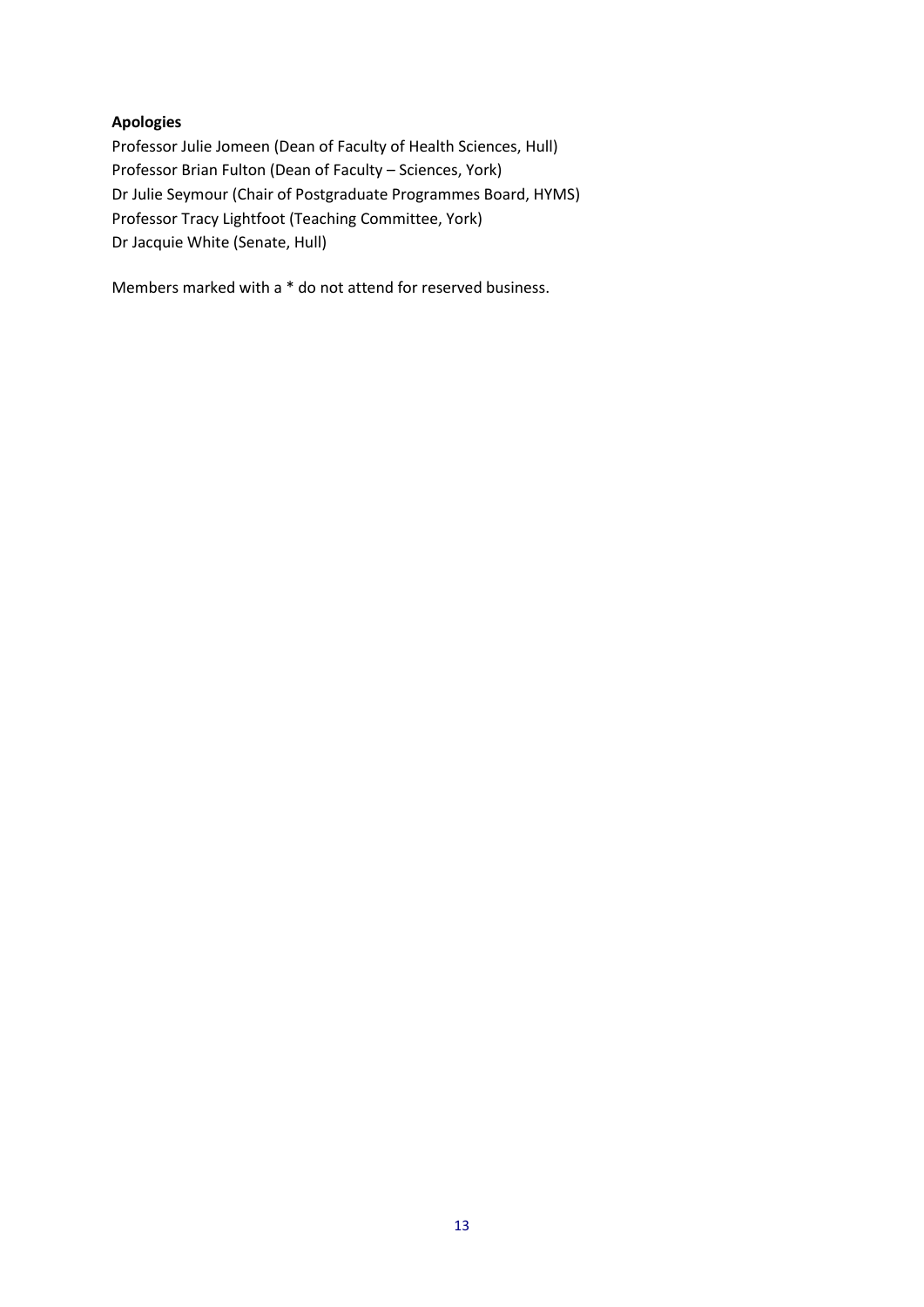**Apologies**

Professor Julie Jomeen (Dean of Faculty of Health Sciences, Hull)
Professor Brian Fulton (Dean of Faculty – Sciences, York)
Dr Julie Seymour (Chair of Postgraduate Programmes Board, HYMS)
Professor Tracy Lightfoot (Teaching Committee, York)
Dr Jacquie White (Senate, Hull)

Members marked with a * do not attend for reserved business.